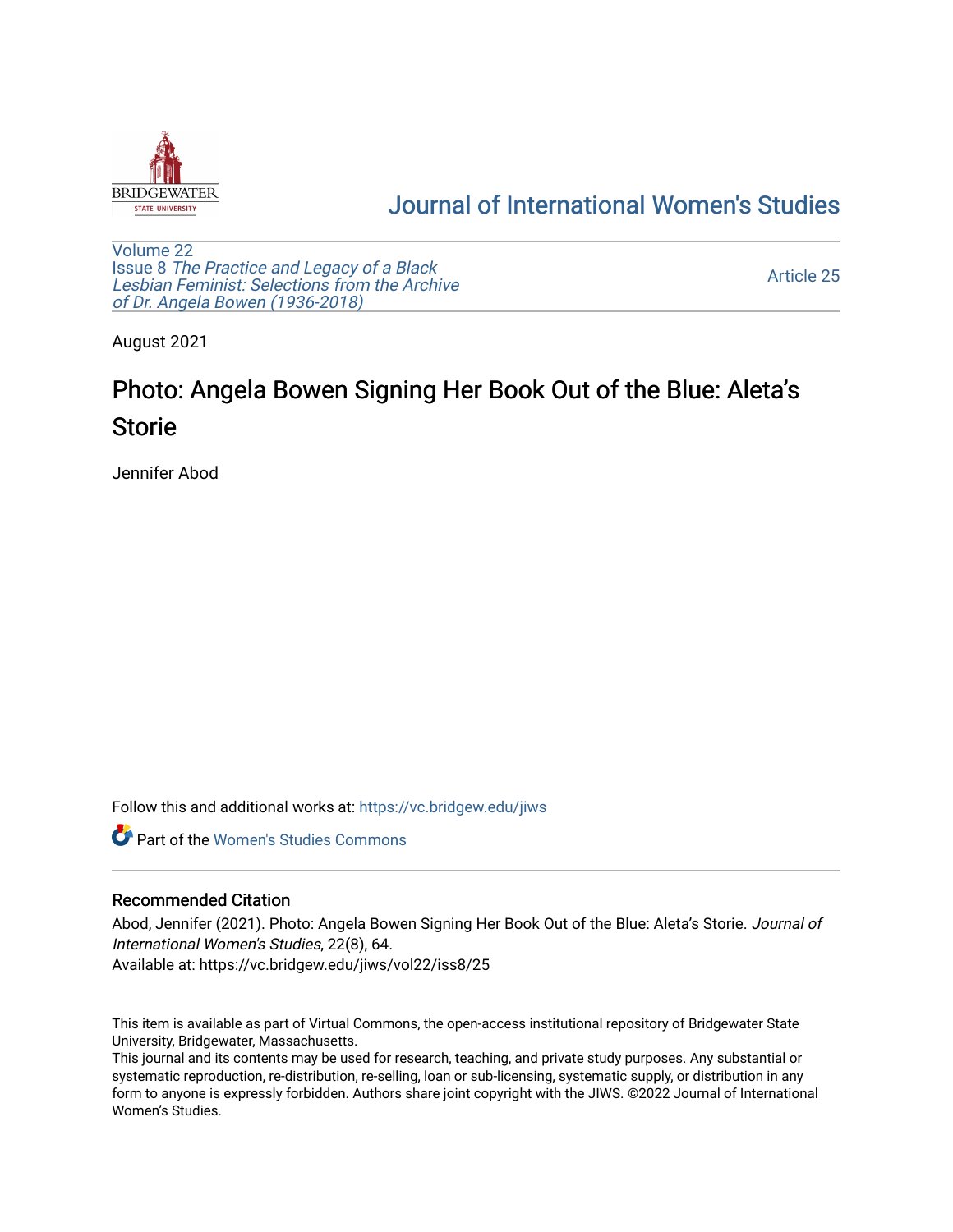Journal of International Women's Studies

Volume 22
Issue 8 *The Practice and Legacy of a Black Lesbian Feminist: Selections from the Archive of Dr. Angela Bowen (1936-2018)*

Article 25

August 2021

# Photo: Angela Bowen Signing Her Book Out of the Blue: Aleta's Storie

Jennifer Abod

Follow this and additional works at: https://vc.bridgew.edu/jiws

Part of the Women's Studies Commons

## Recommended Citation

Abod, Jennifer (2021). Photo: Angela Bowen Signing Her Book Out of the Blue: Aleta's Storie. *Journal of International Women's Studies*, 22(8), 64.
Available at: https://vc.bridgew.edu/jiws/vol22/iss8/25

This item is available as part of Virtual Commons, the open-access institutional repository of Bridgewater State University, Bridgewater, Massachusetts.
This journal and its contents may be used for research, teaching, and private study purposes. Any substantial or systematic reproduction, re-distribution, re-selling, loan or sub-licensing, systematic supply, or distribution in any form to anyone is expressly forbidden. Authors share joint copyright with the JIWS. ©2022 Journal of International Women's Studies.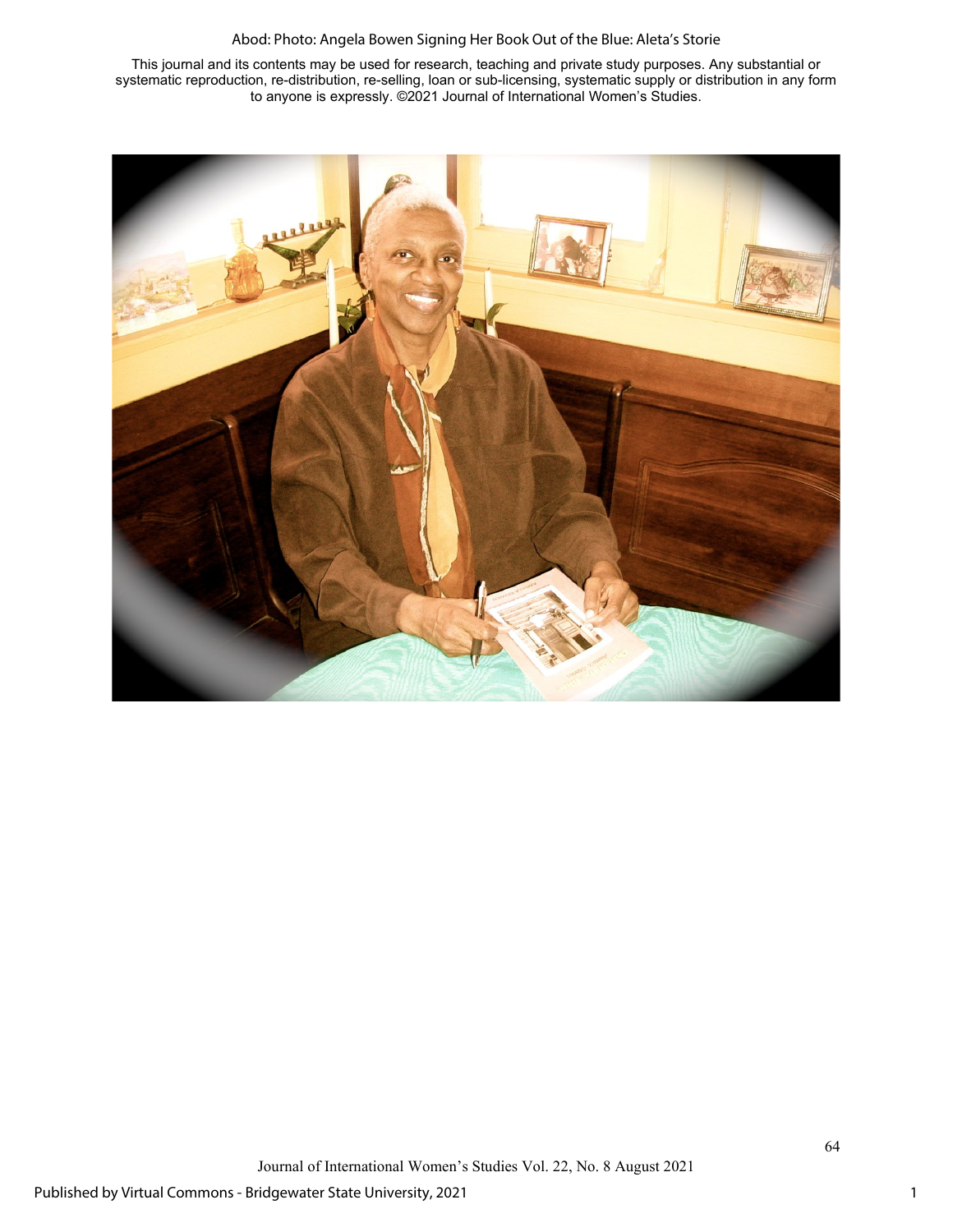Abod: Photo: Angela Bowen Signing Her Book Out of the Blue: Aleta's Storie

This journal and its contents may be used for research, teaching and private study purposes. Any substantial or systematic reproduction, re-distribution, re-selling, loan or sub-licensing, systematic supply or distribution in any form to anyone is expressly. ©2021 Journal of International Women's Studies.